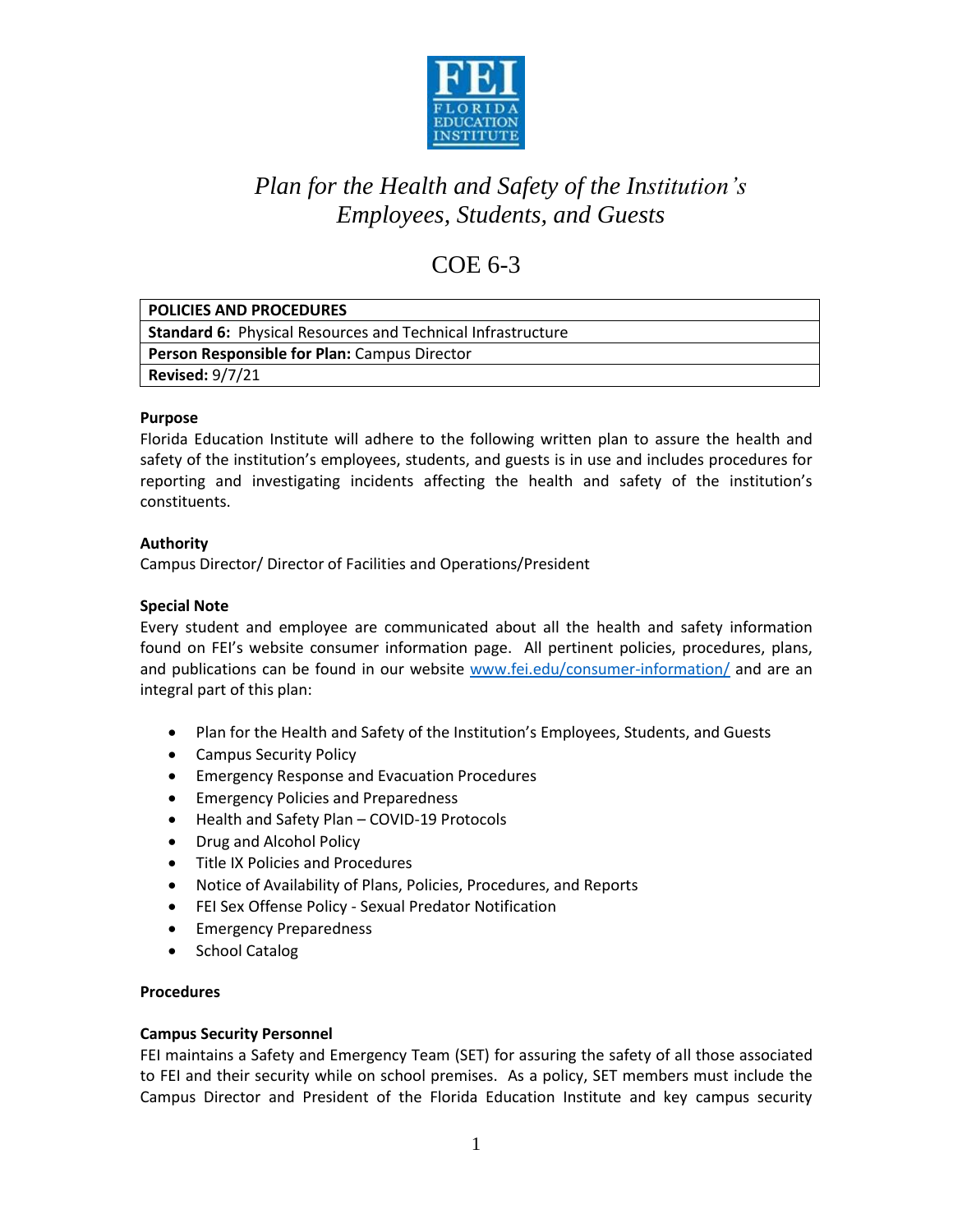# *Plan for the Health and Safety of the Institution's Employees, Students, and Guests*

## COE 6-3

| POLICIES AND PROCEDURES |
|---|
| **Standard 6:** Physical Resources and Technical Infrastructure |
| **Person Responsible for Plan:** Campus Director |
| **Revised:** 9/7/21 |

**Purpose**

Florida Education Institute will adhere to the following written plan to assure the health and safety of the institution's employees, students, and guests is in use and includes procedures for reporting and investigating incidents affecting the health and safety of the institution's constituents.

**Authority**

Campus Director/ Director of Facilities and Operations/President

**Special Note**

Every student and employee are communicated about all the health and safety information found on FEI's website consumer information page. All pertinent policies, procedures, plans, and publications can be found in our website [www.fei.edu/consumer-information/](www.fei.edu/consumer-information/) and are an integral part of this plan:

- Plan for the Health and Safety of the Institution's Employees, Students, and Guests
- Campus Security Policy
- Emergency Response and Evacuation Procedures
- Emergency Policies and Preparedness
- Health and Safety Plan – COVID-19 Protocols
- Drug and Alcohol Policy
- Title IX Policies and Procedures
- Notice of Availability of Plans, Policies, Procedures, and Reports
- FEI Sex Offense Policy - Sexual Predator Notification
- Emergency Preparedness
- School Catalog

**Procedures**

**Campus Security Personnel**

FEI maintains a Safety and Emergency Team (SET) for assuring the safety of all those associated to FEI and their security while on school premises. As a policy, SET members must include the Campus Director and President of the Florida Education Institute and key campus security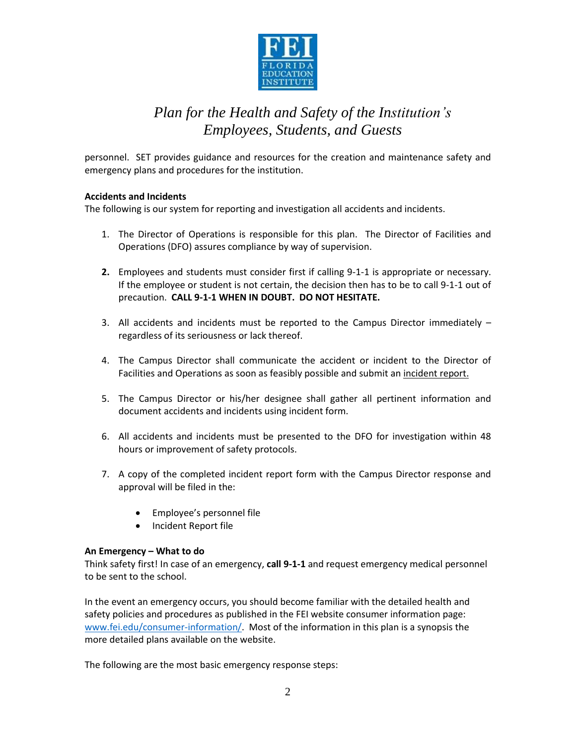personnel. SET provides guidance and resources for the creation and maintenance safety and emergency plans and procedures for the institution.

**Accidents and Incidents**

The following is our system for reporting and investigation all accidents and incidents.

1. The Director of Operations is responsible for this plan. The Director of Facilities and Operations (DFO) assures compliance by way of supervision.

2. Employees and students must consider first if calling 9-1-1 is appropriate or necessary. If the employee or student is not certain, the decision then has to be to call 9-1-1 out of precaution. **CALL 9-1-1 WHEN IN DOUBT. DO NOT HESITATE.**

3. All accidents and incidents must be reported to the Campus Director immediately – regardless of its seriousness or lack thereof.

4. The Campus Director shall communicate the accident or incident to the Director of Facilities and Operations as soon as feasibly possible and submit an incident report.

5. The Campus Director or his/her designee shall gather all pertinent information and document accidents and incidents using incident form.

6. All accidents and incidents must be presented to the DFO for investigation within 48 hours or improvement of safety protocols.

7. A copy of the completed incident report form with the Campus Director response and approval will be filed in the:
   - Employee's personnel file
   - Incident Report file

**An Emergency – What to do**

Think safety first! In case of an emergency, **call 9-1-1** and request emergency medical personnel to be sent to the school.

In the event an emergency occurs, you should become familiar with the detailed health and safety policies and procedures as published in the FEI website consumer information page: www.fei.edu/consumer-information/. Most of the information in this plan is a synopsis the more detailed plans available on the website.

The following are the most basic emergency response steps: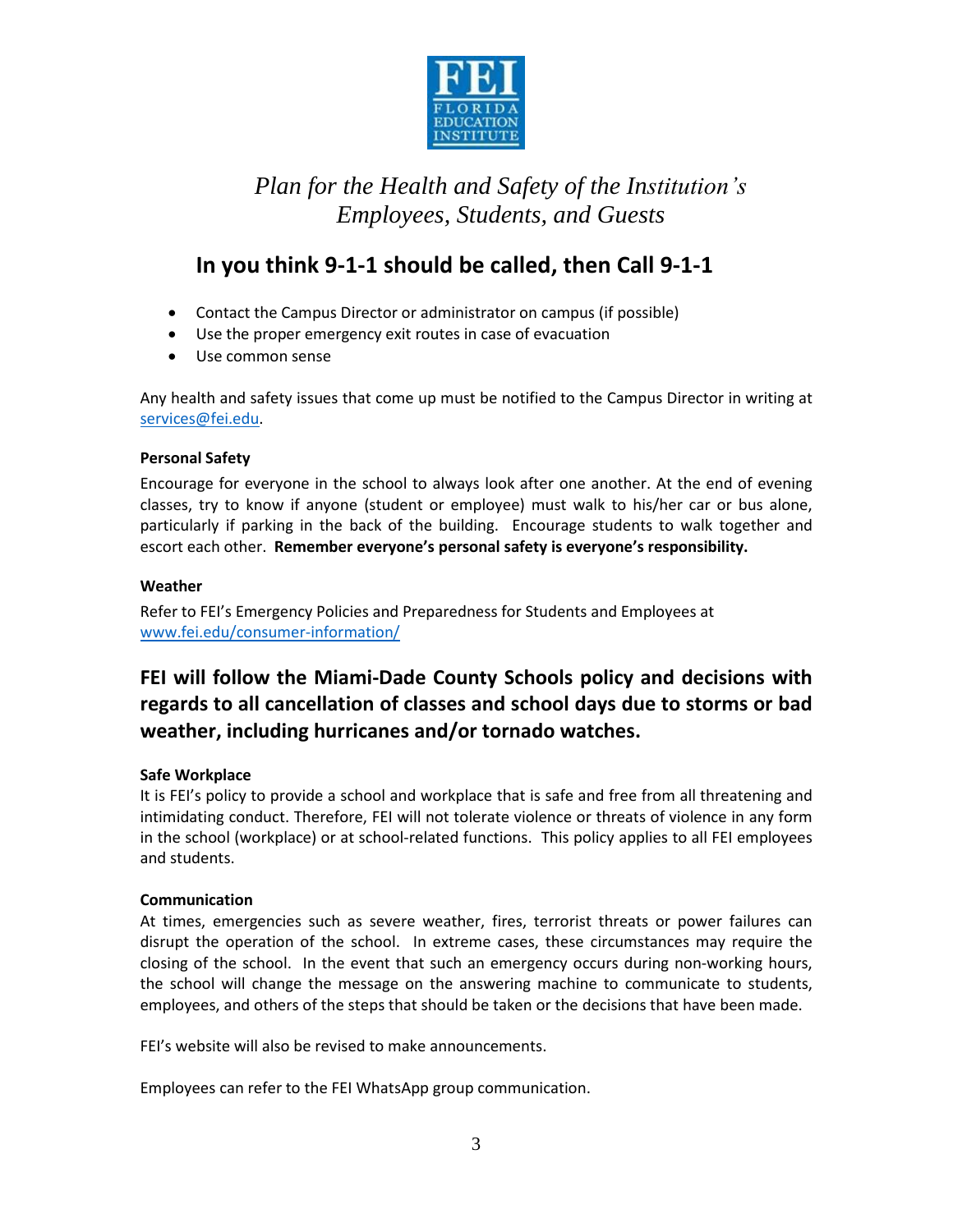*Plan for the Health and Safety of the Institution's Employees, Students, and Guests*

## In you think 9-1-1 should be called, then Call 9-1-1

- Contact the Campus Director or administrator on campus (if possible)
- Use the proper emergency exit routes in case of evacuation
- Use common sense

Any health and safety issues that come up must be notified to the Campus Director in writing at services@fei.edu.

**Personal Safety**

Encourage for everyone in the school to always look after one another. At the end of evening classes, try to know if anyone (student or employee) must walk to his/her car or bus alone, particularly if parking in the back of the building. Encourage students to walk together and escort each other. **Remember everyone's personal safety is everyone's responsibility.**

**Weather**

Refer to FEI's Emergency Policies and Preparedness for Students and Employees at www.fei.edu/consumer-information/

### FEI will follow the Miami-Dade County Schools policy and decisions with regards to all cancellation of classes and school days due to storms or bad weather, including hurricanes and/or tornado watches.

**Safe Workplace**

It is FEI's policy to provide a school and workplace that is safe and free from all threatening and intimidating conduct. Therefore, FEI will not tolerate violence or threats of violence in any form in the school (workplace) or at school-related functions. This policy applies to all FEI employees and students.

**Communication**

At times, emergencies such as severe weather, fires, terrorist threats or power failures can disrupt the operation of the school. In extreme cases, these circumstances may require the closing of the school. In the event that such an emergency occurs during non-working hours, the school will change the message on the answering machine to communicate to students, employees, and others of the steps that should be taken or the decisions that have been made.

FEI's website will also be revised to make announcements.

Employees can refer to the FEI WhatsApp group communication.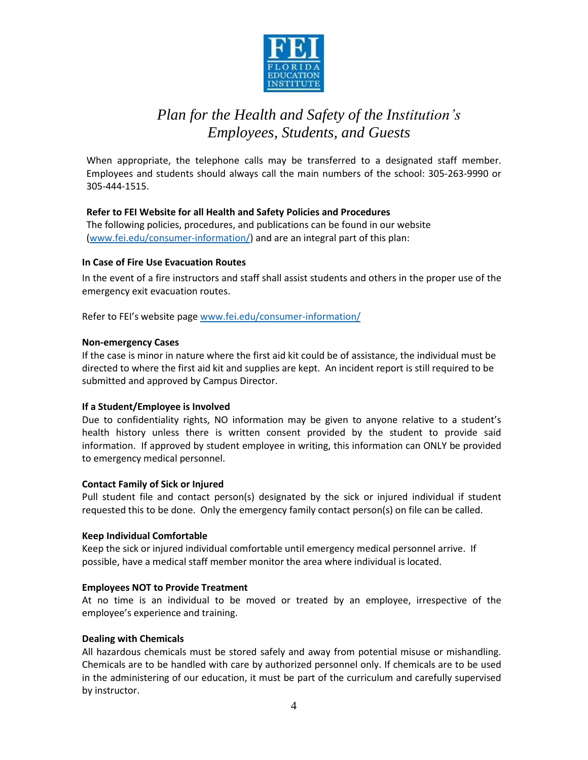When appropriate, the telephone calls may be transferred to a designated staff member. Employees and students should always call the main numbers of the school: 305-263-9990 or 305-444-1515.

**Refer to FEI Website for all Health and Safety Policies and Procedures**

The following policies, procedures, and publications can be found in our website ([www.fei.edu/consumer-information/](www.fei.edu/consumer-information/)) and are an integral part of this plan:

**In Case of Fire Use Evacuation Routes**

In the event of a fire instructors and staff shall assist students and others in the proper use of the emergency exit evacuation routes.

Refer to FEI's website page [www.fei.edu/consumer-information/](www.fei.edu/consumer-information/)

**Non-emergency Cases**

If the case is minor in nature where the first aid kit could be of assistance, the individual must be directed to where the first aid kit and supplies are kept. An incident report is still required to be submitted and approved by Campus Director.

**If a Student/Employee is Involved**

Due to confidentiality rights, NO information may be given to anyone relative to a student's health history unless there is written consent provided by the student to provide said information. If approved by student employee in writing, this information can ONLY be provided to emergency medical personnel.

**Contact Family of Sick or Injured**

Pull student file and contact person(s) designated by the sick or injured individual if student requested this to be done. Only the emergency family contact person(s) on file can be called.

**Keep Individual Comfortable**

Keep the sick or injured individual comfortable until emergency medical personnel arrive. If possible, have a medical staff member monitor the area where individual is located.

**Employees NOT to Provide Treatment**

At no time is an individual to be moved or treated by an employee, irrespective of the employee's experience and training.

**Dealing with Chemicals**

All hazardous chemicals must be stored safely and away from potential misuse or mishandling. Chemicals are to be handled with care by authorized personnel only. If chemicals are to be used in the administering of our education, it must be part of the curriculum and carefully supervised by instructor.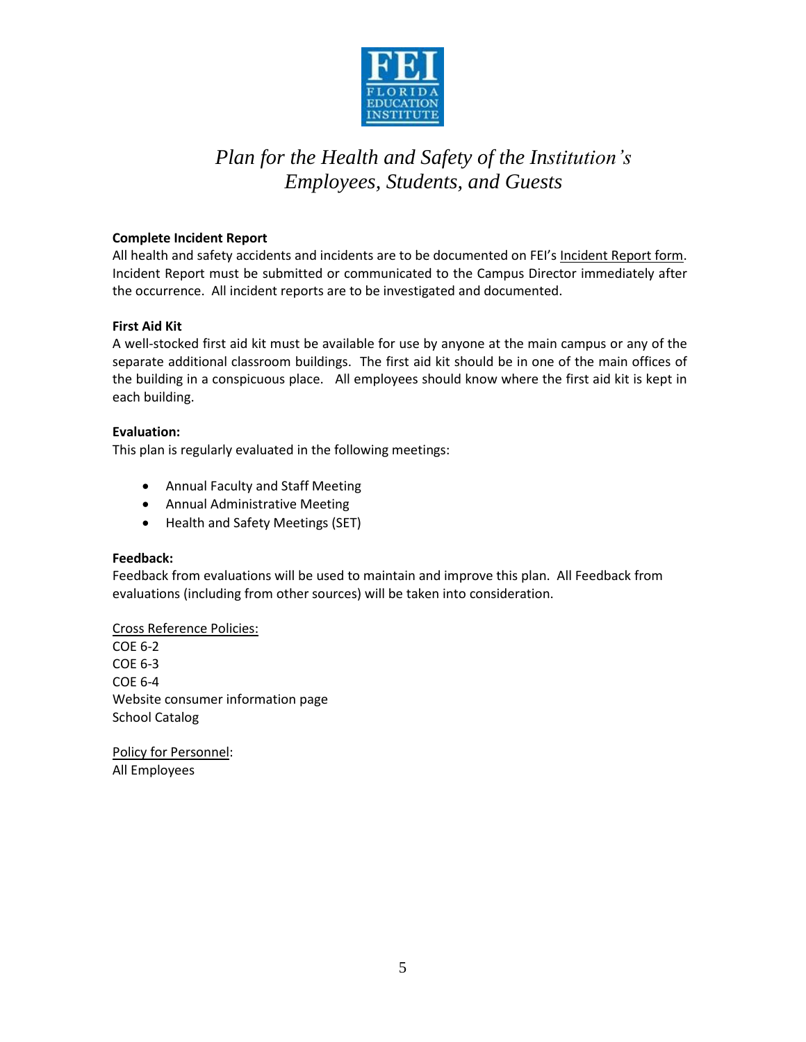# *Plan for the Health and Safety of the Institution's Employees, Students, and Guests*

**Complete Incident Report**

All health and safety accidents and incidents are to be documented on FEI's Incident Report form. Incident Report must be submitted or communicated to the Campus Director immediately after the occurrence. All incident reports are to be investigated and documented.

**First Aid Kit**

A well-stocked first aid kit must be available for use by anyone at the main campus or any of the separate additional classroom buildings. The first aid kit should be in one of the main offices of the building in a conspicuous place. All employees should know where the first aid kit is kept in each building.

**Evaluation:**

This plan is regularly evaluated in the following meetings:

- Annual Faculty and Staff Meeting
- Annual Administrative Meeting
- Health and Safety Meetings (SET)

**Feedback:**

Feedback from evaluations will be used to maintain and improve this plan. All Feedback from evaluations (including from other sources) will be taken into consideration.

Cross Reference Policies:
COE 6-2
COE 6-3
COE 6-4
Website consumer information page
School Catalog

Policy for Personnel:
All Employees